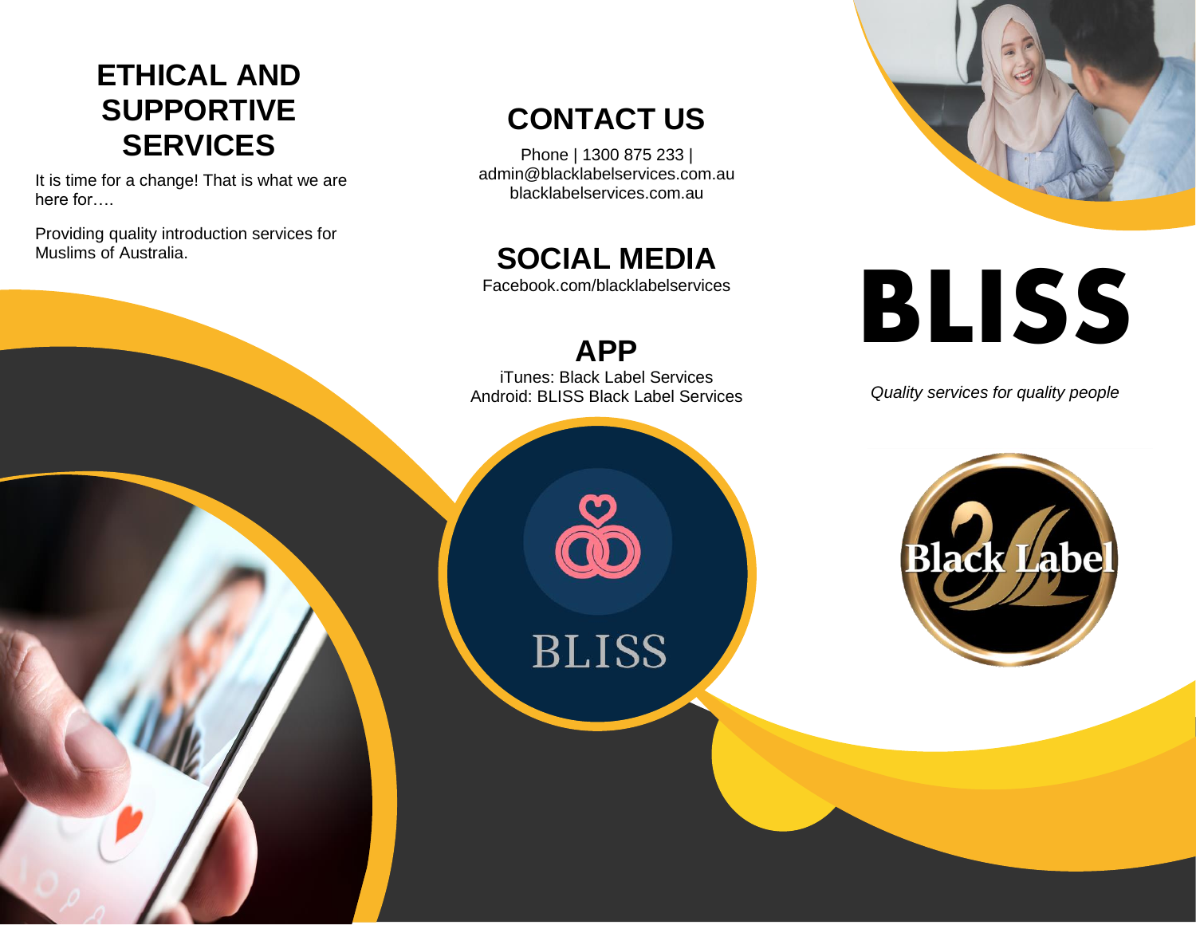## ETHICAL AND SUPPORTIVE SERVICES

It is time for a change! That is what we are here for….

Providing quality introduction services for Muslims of Australia.

## CONTACT US

Phone | 1300 875 233 |
admin@blacklabelservices.com.au
blacklabelservices.com.au

## SOCIAL MEDIA

Facebook.com/blacklabelservices

## APP

iTunes: Black Label Services
Android: BLISS Black Label Services

BLISS

# BLISS

*Quality services for quality people*

Black Label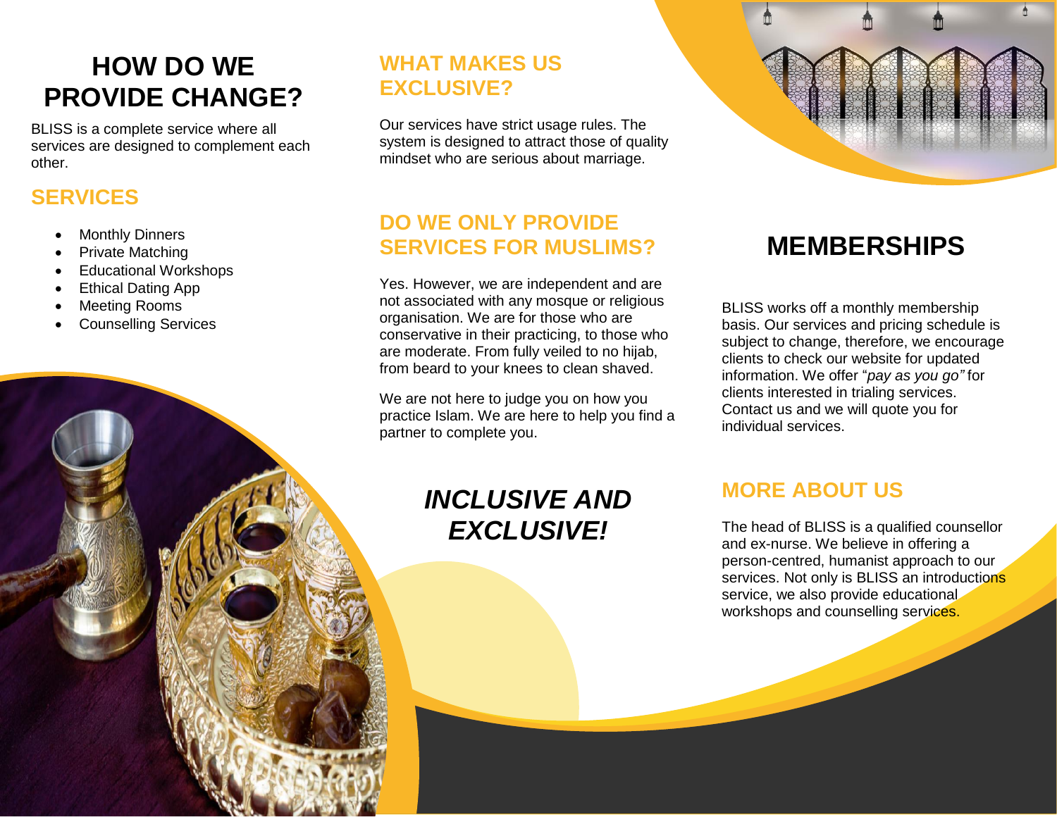# HOW DO WE PROVIDE CHANGE?

BLISS is a complete service where all services are designed to complement each other.

## SERVICES

- Monthly Dinners
- Private Matching
- Educational Workshops
- Ethical Dating App
- Meeting Rooms
- Counselling Services

## WHAT MAKES US EXCLUSIVE?

Our services have strict usage rules. The system is designed to attract those of quality mindset who are serious about marriage.

## DO WE ONLY PROVIDE SERVICES FOR MUSLIMS?

Yes. However, we are independent and are not associated with any mosque or religious organisation. We are for those who are conservative in their practicing, to those who are moderate. From fully veiled to no hijab, from beard to your knees to clean shaved.

We are not here to judge you on how you practice Islam. We are here to help you find a partner to complete you.

***INCLUSIVE AND EXCLUSIVE!***

# MEMBERSHIPS

BLISS works off a monthly membership basis. Our services and pricing schedule is subject to change, therefore, we encourage clients to check our website for updated information. We offer "*pay as you go"* for clients interested in trialing services. Contact us and we will quote you for individual services.

## MORE ABOUT US

The head of BLISS is a qualified counsellor and ex-nurse. We believe in offering a person-centred, humanist approach to our services. Not only is BLISS an introductions service, we also provide educational workshops and counselling services.